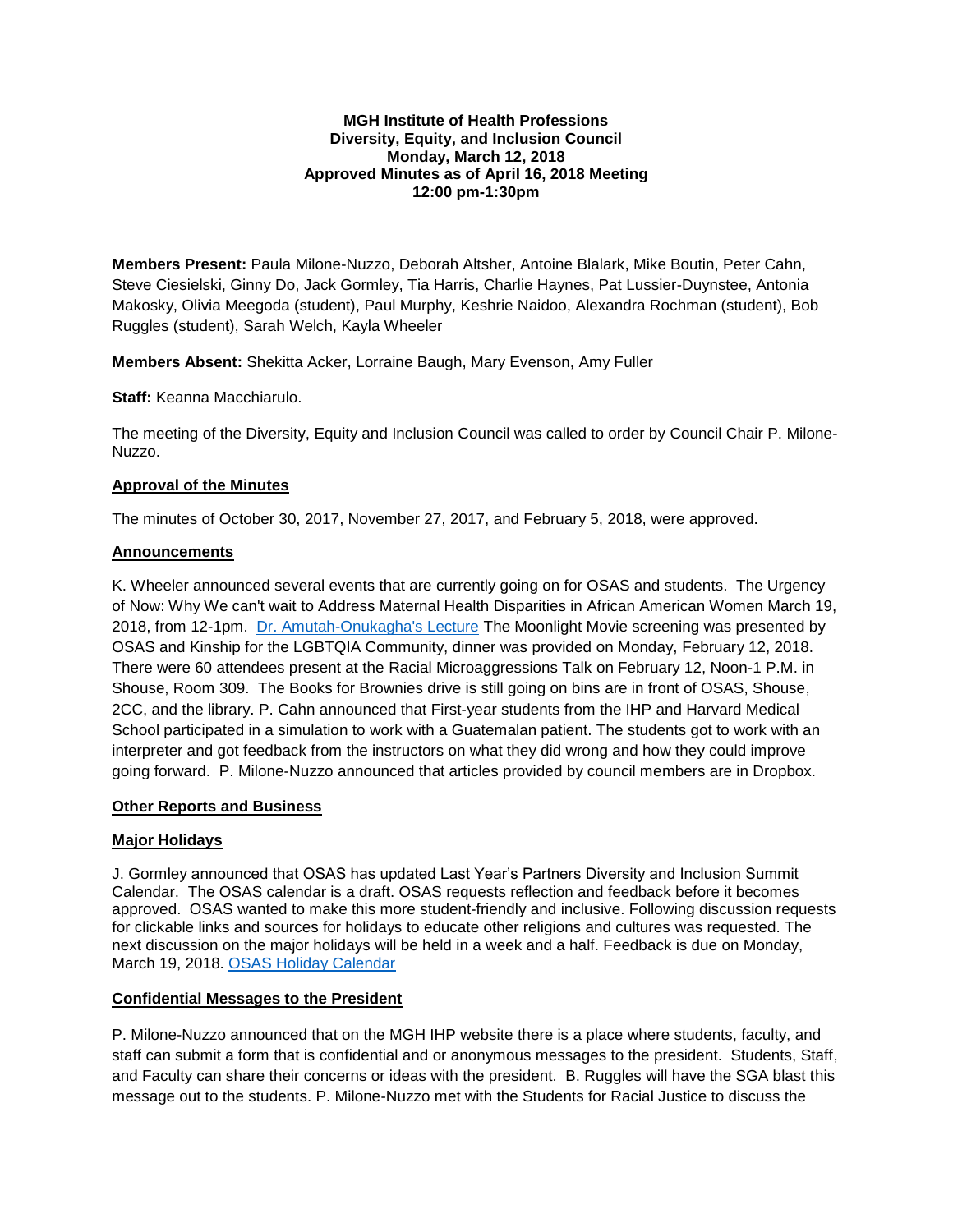**MGH Institute of Health Professions**
**Diversity, Equity, and Inclusion Council**
**Monday, March 12, 2018**
**Approved Minutes as of April 16, 2018 Meeting**
**12:00 pm-1:30pm**

**Members Present:** Paula Milone-Nuzzo, Deborah Altsher, Antoine Blalark, Mike Boutin, Peter Cahn, Steve Ciesielski, Ginny Do, Jack Gormley, Tia Harris, Charlie Haynes, Pat Lussier-Duynstee, Antonia Makosky, Olivia Meegoda (student), Paul Murphy, Keshrie Naidoo, Alexandra Rochman (student), Bob Ruggles (student), Sarah Welch, Kayla Wheeler

**Members Absent:** Shekitta Acker, Lorraine Baugh, Mary Evenson, Amy Fuller

**Staff:** Keanna Macchiarulo.

The meeting of the Diversity, Equity and Inclusion Council was called to order by Council Chair P. Milone-Nuzzo.

**Approval of the Minutes**

The minutes of October 30, 2017, November 27, 2017, and February 5, 2018, were approved.

**Announcements**

K. Wheeler announced several events that are currently going on for OSAS and students. The Urgency of Now: Why We can't wait to Address Maternal Health Disparities in African American Women March 19, 2018, from 12-1pm. Dr. Amutah-Onukagha's Lecture The Moonlight Movie screening was presented by OSAS and Kinship for the LGBTQIA Community, dinner was provided on Monday, February 12, 2018. There were 60 attendees present at the Racial Microaggressions Talk on February 12, Noon-1 P.M. in Shouse, Room 309. The Books for Brownies drive is still going on bins are in front of OSAS, Shouse, 2CC, and the library. P. Cahn announced that First-year students from the IHP and Harvard Medical School participated in a simulation to work with a Guatemalan patient. The students got to work with an interpreter and got feedback from the instructors on what they did wrong and how they could improve going forward. P. Milone-Nuzzo announced that articles provided by council members are in Dropbox.

**Other Reports and Business**

**Major Holidays**

J. Gormley announced that OSAS has updated Last Year's Partners Diversity and Inclusion Summit Calendar. The OSAS calendar is a draft. OSAS requests reflection and feedback before it becomes approved. OSAS wanted to make this more student-friendly and inclusive. Following discussion requests for clickable links and sources for holidays to educate other religions and cultures was requested. The next discussion on the major holidays will be held in a week and a half. Feedback is due on Monday, March 19, 2018. OSAS Holiday Calendar

**Confidential Messages to the President**

P. Milone-Nuzzo announced that on the MGH IHP website there is a place where students, faculty, and staff can submit a form that is confidential and or anonymous messages to the president. Students, Staff, and Faculty can share their concerns or ideas with the president. B. Ruggles will have the SGA blast this message out to the students. P. Milone-Nuzzo met with the Students for Racial Justice to discuss the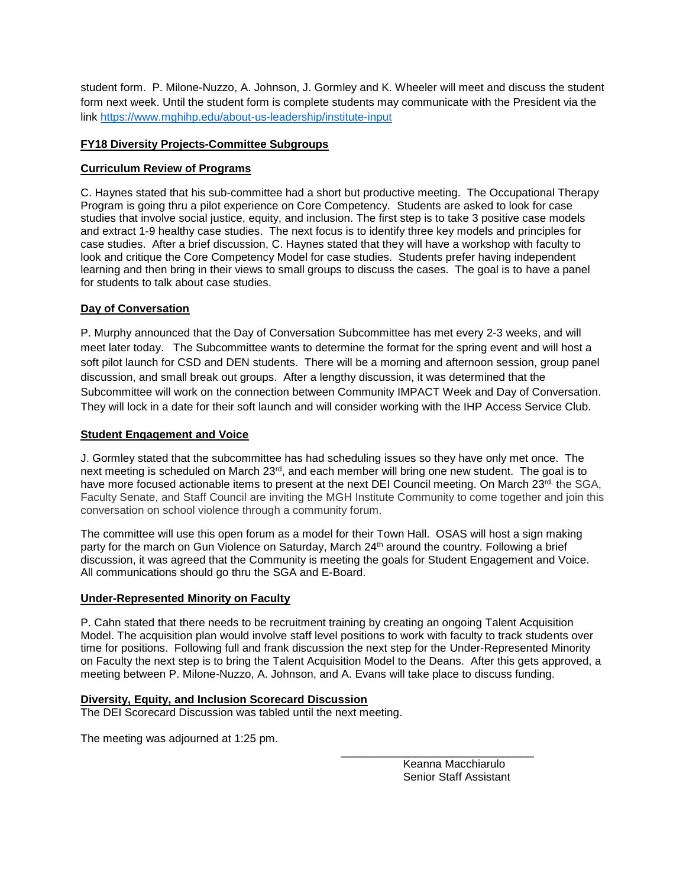student form. P. Milone-Nuzzo, A. Johnson, J. Gormley and K. Wheeler will meet and discuss the student form next week. Until the student form is complete students may communicate with the President via the link https://www.mghihp.edu/about-us-leadership/institute-input

**FY18 Diversity Projects-Committee Subgroups**

**Curriculum Review of Programs**

C. Haynes stated that his sub-committee had a short but productive meeting. The Occupational Therapy Program is going thru a pilot experience on Core Competency. Students are asked to look for case studies that involve social justice, equity, and inclusion. The first step is to take 3 positive case models and extract 1-9 healthy case studies. The next focus is to identify three key models and principles for case studies. After a brief discussion, C. Haynes stated that they will have a workshop with faculty to look and critique the Core Competency Model for case studies. Students prefer having independent learning and then bring in their views to small groups to discuss the cases. The goal is to have a panel for students to talk about case studies.

**Day of Conversation**

P. Murphy announced that the Day of Conversation Subcommittee has met every 2-3 weeks, and will meet later today. The Subcommittee wants to determine the format for the spring event and will host a soft pilot launch for CSD and DEN students. There will be a morning and afternoon session, group panel discussion, and small break out groups. After a lengthy discussion, it was determined that the Subcommittee will work on the connection between Community IMPACT Week and Day of Conversation. They will lock in a date for their soft launch and will consider working with the IHP Access Service Club.

**Student Engagement and Voice**

J. Gormley stated that the subcommittee has had scheduling issues so they have only met once. The next meeting is scheduled on March 23rd, and each member will bring one new student. The goal is to have more focused actionable items to present at the next DEI Council meeting. On March 23rd, the SGA, Faculty Senate, and Staff Council are inviting the MGH Institute Community to come together and join this conversation on school violence through a community forum.

The committee will use this open forum as a model for their Town Hall. OSAS will host a sign making party for the march on Gun Violence on Saturday, March 24th around the country. Following a brief discussion, it was agreed that the Community is meeting the goals for Student Engagement and Voice. All communications should go thru the SGA and E-Board.

**Under-Represented Minority on Faculty**

P. Cahn stated that there needs to be recruitment training by creating an ongoing Talent Acquisition Model. The acquisition plan would involve staff level positions to work with faculty to track students over time for positions. Following full and frank discussion the next step for the Under-Represented Minority on Faculty the next step is to bring the Talent Acquisition Model to the Deans. After this gets approved, a meeting between P. Milone-Nuzzo, A. Johnson, and A. Evans will take place to discuss funding.

**Diversity, Equity, and Inclusion Scorecard Discussion**

The DEI Scorecard Discussion was tabled until the next meeting.

The meeting was adjourned at 1:25 pm.

\_\_\_\_\_\_\_\_\_\_\_\_\_\_\_\_\_\_\_\_\_\_\_\_\_\_\_\_\_\_\_

Keanna Macchiarulo
Senior Staff Assistant